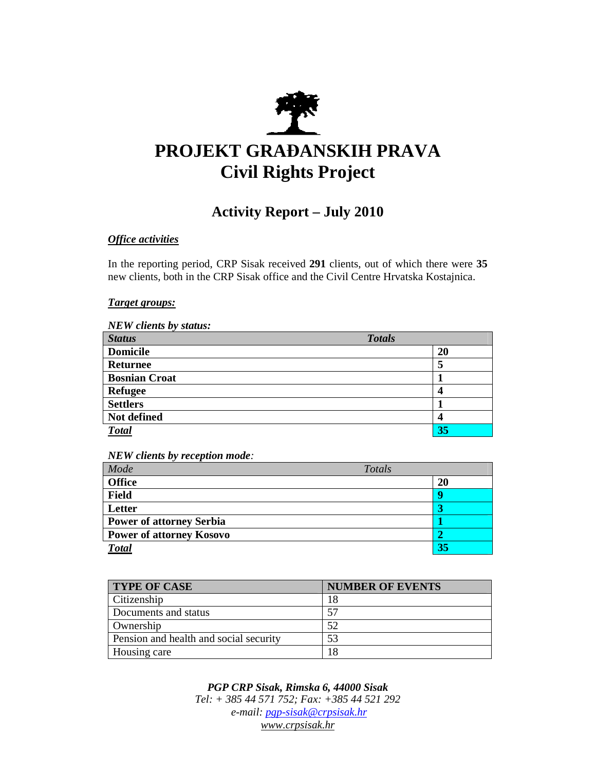# PROJEKT GRAĐANSKIH PRAVA
# Civil Rights Project

## Activity Report – July 2010

***Office activities***

In the reporting period, CRP Sisak received **291** clients, out of which there were **35** new clients, both in the CRP Sisak office and the Civil Centre Hrvatska Kostajnica.

***Target groups:***

***NEW clients by status:***

| *Status* | *Totals* |
|---|---|
| **Domicile** | **20** |
| **Returnee** | **5** |
| **Bosnian Croat** | **1** |
| **Refugee** | **4** |
| **Settlers** | **1** |
| **Not defined** | **4** |
| ***Total*** | **35** |

***NEW clients by reception mode:***

| *Mode* | *Totals* |
|---|---|
| **Office** | **20** |
| **Field** | **9** |
| **Letter** | **3** |
| **Power of attorney Serbia** | **1** |
| **Power of attorney Kosovo** | **2** |
| ***Total*** | **35** |

| TYPE OF CASE | NUMBER OF EVENTS |
|---|---|
| Citizenship | 18 |
| Documents and status | 57 |
| Ownership | 52 |
| Pension and health and social security | 53 |
| Housing care | 18 |

***PGP CRP Sisak, Rimska 6, 44000 Sisak***
*Tel: + 385 44 571 752; Fax: +385 44 521 292*
*e-mail: pgp-sisak@crpsisak.hr*
*www.crpsisak.hr*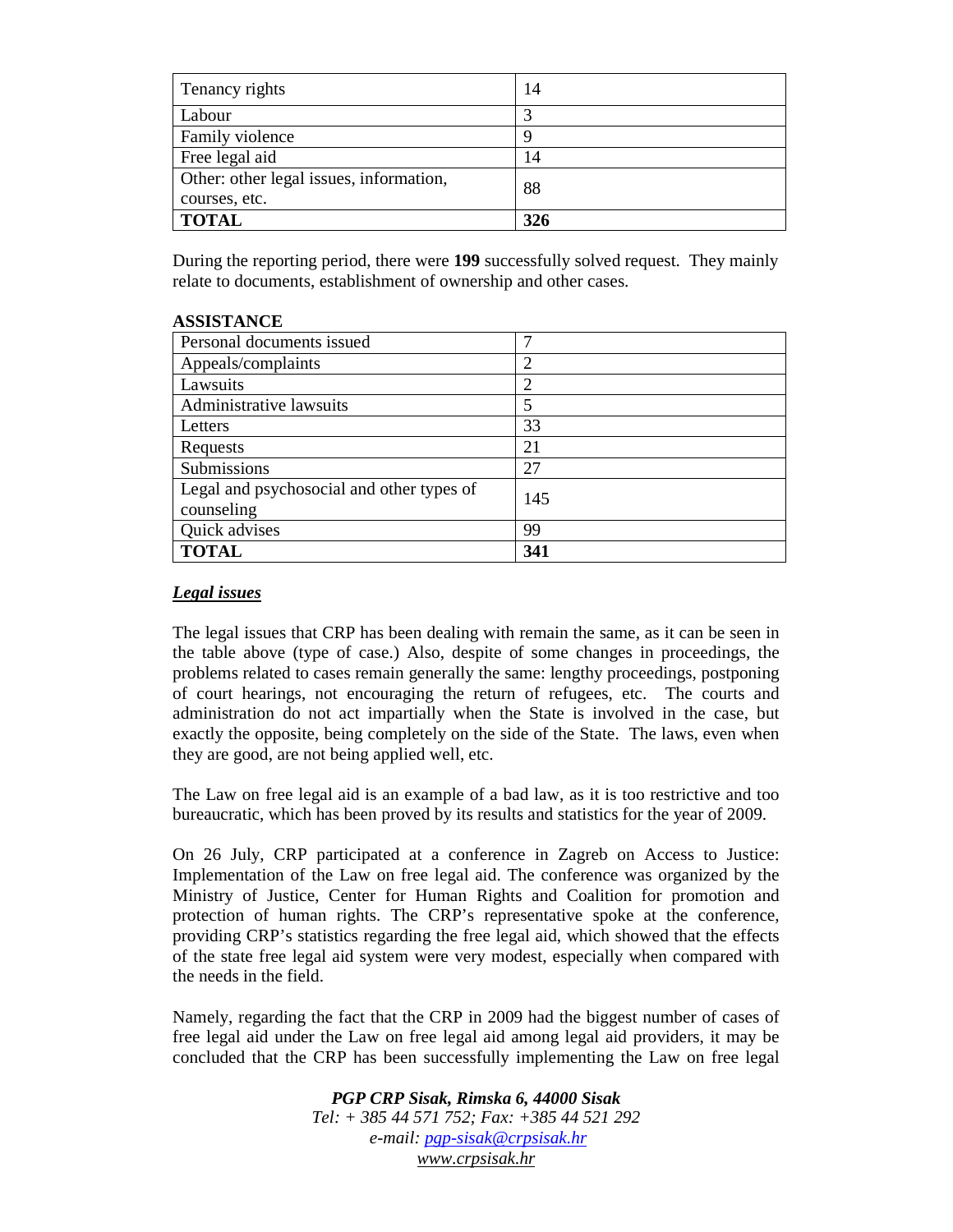| Tenancy rights | 14 |
|---|---|
| Labour | 3 |
| Family violence | 9 |
| Free legal aid | 14 |
| Other: other legal issues, information, courses, etc. | 88 |
| **TOTAL** | **326** |

During the reporting period, there were **199** successfully solved request. They mainly relate to documents, establishment of ownership and other cases.

**ASSISTANCE**

| Personal documents issued | 7 |
|---|---|
| Appeals/complaints | 2 |
| Lawsuits | 2 |
| Administrative lawsuits | 5 |
| Letters | 33 |
| Requests | 21 |
| Submissions | 27 |
| Legal and psychosocial and other types of counseling | 145 |
| Quick advises | 99 |
| **TOTAL** | **341** |

***Legal issues***

The legal issues that CRP has been dealing with remain the same, as it can be seen in the table above (type of case.) Also, despite of some changes in proceedings, the problems related to cases remain generally the same: lengthy proceedings, postponing of court hearings, not encouraging the return of refugees, etc. The courts and administration do not act impartially when the State is involved in the case, but exactly the opposite, being completely on the side of the State. The laws, even when they are good, are not being applied well, etc.

The Law on free legal aid is an example of a bad law, as it is too restrictive and too bureaucratic, which has been proved by its results and statistics for the year of 2009.

On 26 July, CRP participated at a conference in Zagreb on Access to Justice: Implementation of the Law on free legal aid. The conference was organized by the Ministry of Justice, Center for Human Rights and Coalition for promotion and protection of human rights. The CRP's representative spoke at the conference, providing CRP's statistics regarding the free legal aid, which showed that the effects of the state free legal aid system were very modest, especially when compared with the needs in the field.

Namely, regarding the fact that the CRP in 2009 had the biggest number of cases of free legal aid under the Law on free legal aid among legal aid providers, it may be concluded that the CRP has been successfully implementing the Law on free legal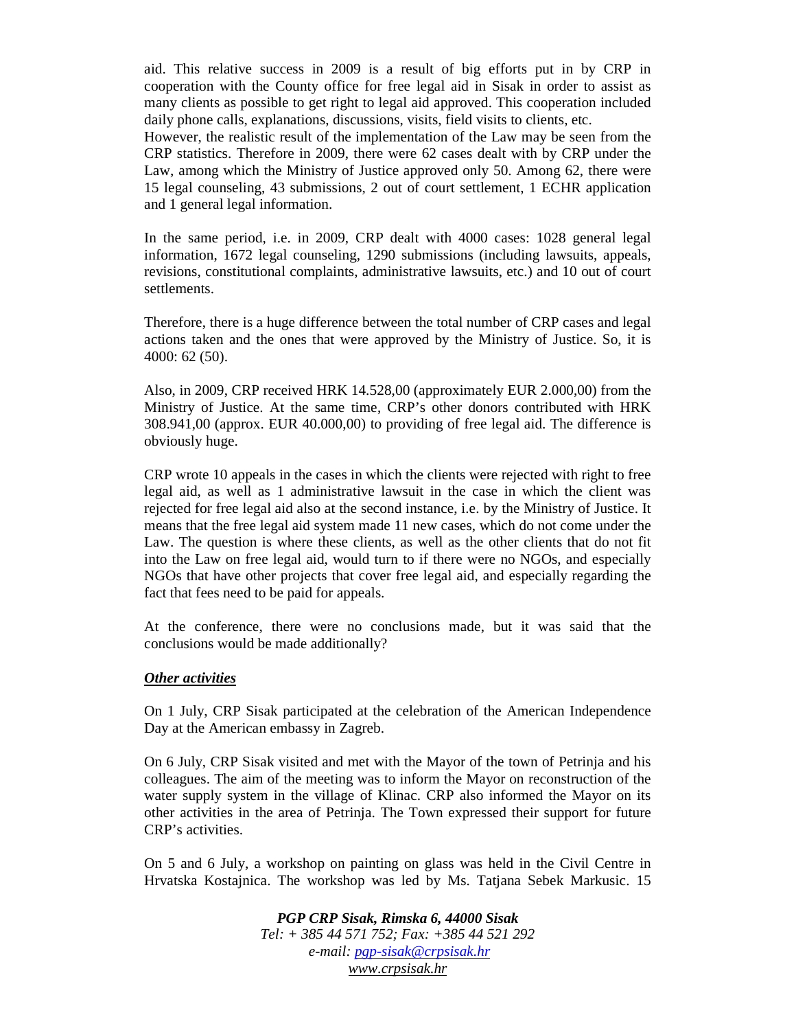aid. This relative success in 2009 is a result of big efforts put in by CRP in cooperation with the County office for free legal aid in Sisak in order to assist as many clients as possible to get right to legal aid approved. This cooperation included daily phone calls, explanations, discussions, visits, field visits to clients, etc.
However, the realistic result of the implementation of the Law may be seen from the CRP statistics. Therefore in 2009, there were 62 cases dealt with by CRP under the Law, among which the Ministry of Justice approved only 50. Among 62, there were 15 legal counseling, 43 submissions, 2 out of court settlement, 1 ECHR application and 1 general legal information.

In the same period, i.e. in 2009, CRP dealt with 4000 cases: 1028 general legal information, 1672 legal counseling, 1290 submissions (including lawsuits, appeals, revisions, constitutional complaints, administrative lawsuits, etc.) and 10 out of court settlements.

Therefore, there is a huge difference between the total number of CRP cases and legal actions taken and the ones that were approved by the Ministry of Justice. So, it is 4000: 62 (50).

Also, in 2009, CRP received HRK 14.528,00 (approximately EUR 2.000,00) from the Ministry of Justice. At the same time, CRP's other donors contributed with HRK 308.941,00 (approx. EUR 40.000,00) to providing of free legal aid. The difference is obviously huge.

CRP wrote 10 appeals in the cases in which the clients were rejected with right to free legal aid, as well as 1 administrative lawsuit in the case in which the client was rejected for free legal aid also at the second instance, i.e. by the Ministry of Justice. It means that the free legal aid system made 11 new cases, which do not come under the Law. The question is where these clients, as well as the other clients that do not fit into the Law on free legal aid, would turn to if there were no NGOs, and especially NGOs that have other projects that cover free legal aid, and especially regarding the fact that fees need to be paid for appeals.

At the conference, there were no conclusions made, but it was said that the conclusions would be made additionally?

***Other activities***

On 1 July, CRP Sisak participated at the celebration of the American Independence Day at the American embassy in Zagreb.

On 6 July, CRP Sisak visited and met with the Mayor of the town of Petrinja and his colleagues. The aim of the meeting was to inform the Mayor on reconstruction of the water supply system in the village of Klinac. CRP also informed the Mayor on its other activities in the area of Petrinja. The Town expressed their support for future CRP's activities.

On 5 and 6 July, a workshop on painting on glass was held in the Civil Centre in Hrvatska Kostajnica. The workshop was led by Ms. Tatjana Sebek Markusic. 15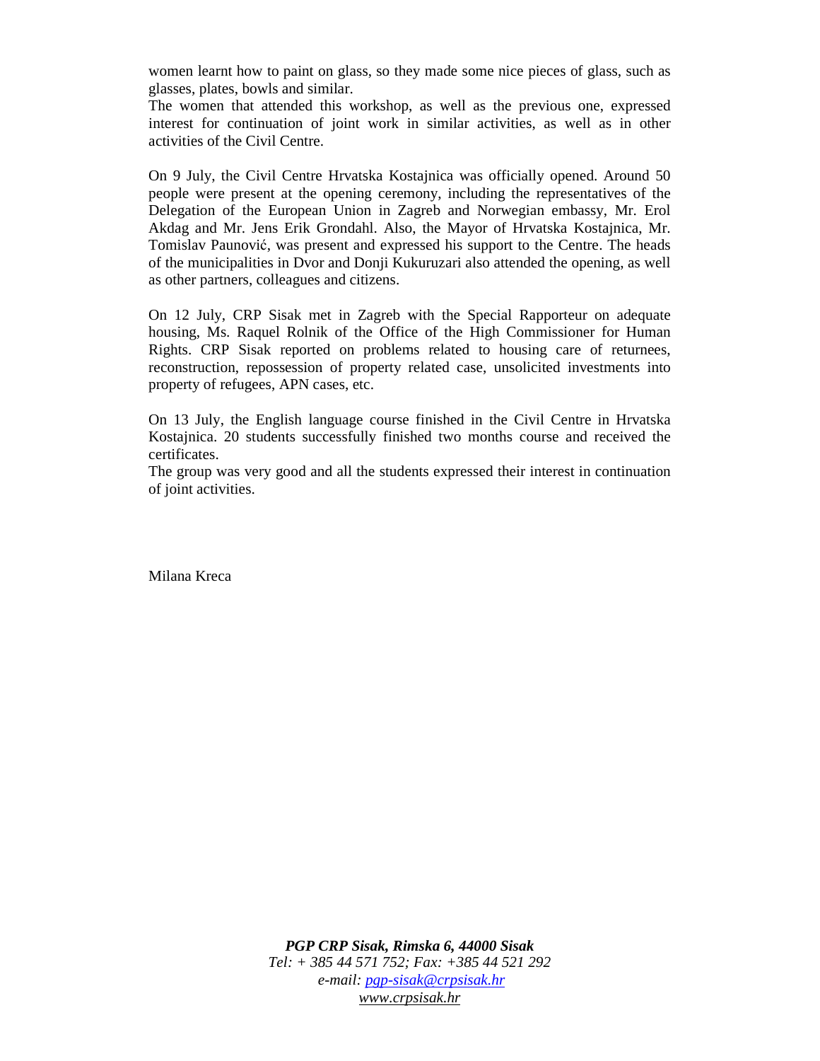women learnt how to paint on glass, so they made some nice pieces of glass, such as glasses, plates, bowls and similar.
The women that attended this workshop, as well as the previous one, expressed interest for continuation of joint work in similar activities, as well as in other activities of the Civil Centre.

On 9 July, the Civil Centre Hrvatska Kostajnica was officially opened. Around 50 people were present at the opening ceremony, including the representatives of the Delegation of the European Union in Zagreb and Norwegian embassy, Mr. Erol Akdag and Mr. Jens Erik Grondahl. Also, the Mayor of Hrvatska Kostajnica, Mr. Tomislav Paunović, was present and expressed his support to the Centre. The heads of the municipalities in Dvor and Donji Kukuruzari also attended the opening, as well as other partners, colleagues and citizens.

On 12 July, CRP Sisak met in Zagreb with the Special Rapporteur on adequate housing, Ms. Raquel Rolnik of the Office of the High Commissioner for Human Rights. CRP Sisak reported on problems related to housing care of returnees, reconstruction, repossession of property related case, unsolicited investments into property of refugees, APN cases, etc.

On 13 July, the English language course finished in the Civil Centre in Hrvatska Kostajnica. 20 students successfully finished two months course and received the certificates.
The group was very good and all the students expressed their interest in continuation of joint activities.

Milana Kreca

***PGP CRP Sisak, Rimska 6, 44000 Sisak***
*Tel: + 385 44 571 752; Fax: +385 44 521 292*
*e-mail: pgp-sisak@crpsisak.hr*
*www.crpsisak.hr*